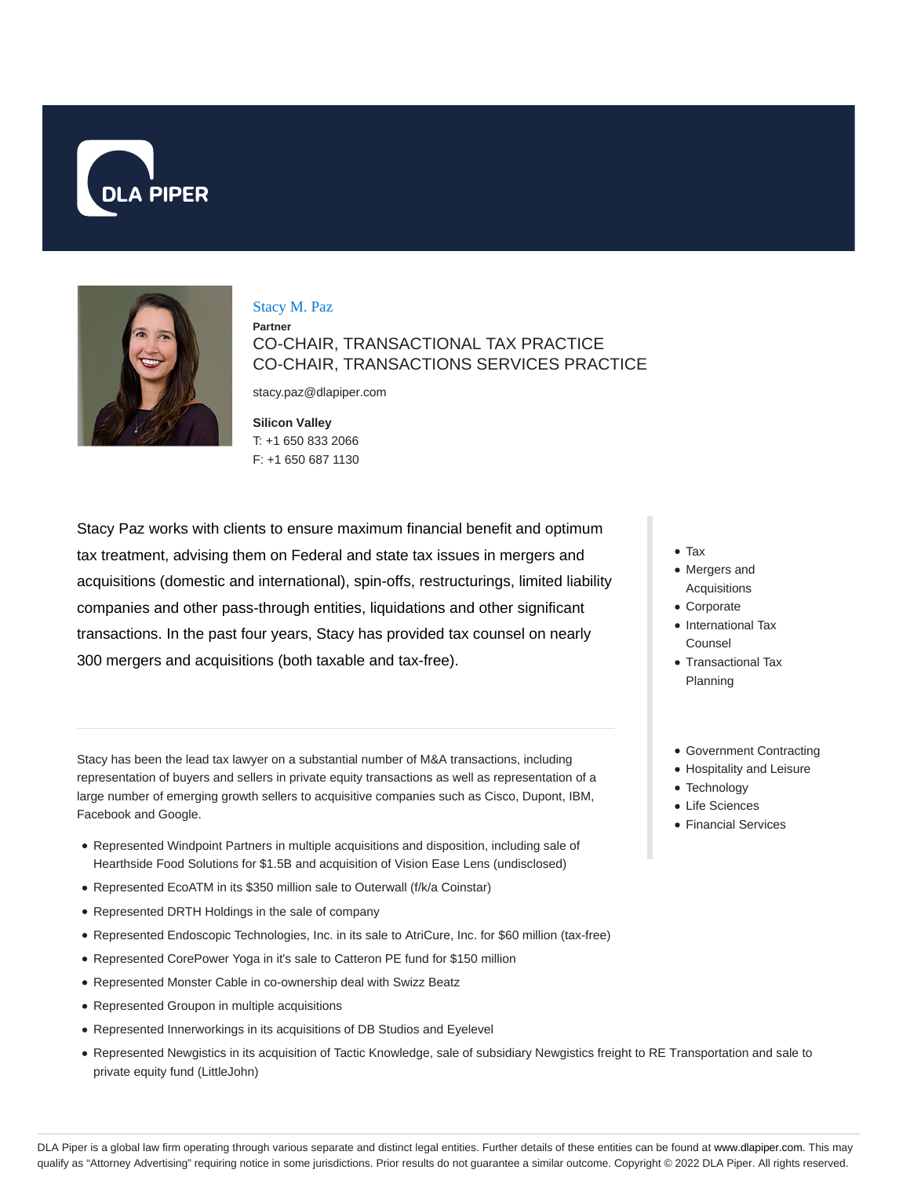DLA PIPER

# Stacy M. Paz

**Partner**

CO-CHAIR, TRANSACTIONAL TAX PRACTICE
CO-CHAIR, TRANSACTIONS SERVICES PRACTICE

stacy.paz@dlapiper.com

**Silicon Valley**
T: +1 650 833 2066
F: +1 650 687 1130

- Tax
- Mergers and Acquisitions
- Corporate
- International Tax Counsel
- Transactional Tax Planning

- Government Contracting
- Hospitality and Leisure
- Technology
- Life Sciences
- Financial Services

Stacy Paz works with clients to ensure maximum financial benefit and optimum tax treatment, advising them on Federal and state tax issues in mergers and acquisitions (domestic and international), spin-offs, restructurings, limited liability companies and other pass-through entities, liquidations and other significant transactions. In the past four years, Stacy has provided tax counsel on nearly 300 mergers and acquisitions (both taxable and tax-free).

Stacy has been the lead tax lawyer on a substantial number of M&A transactions, including representation of buyers and sellers in private equity transactions as well as representation of a large number of emerging growth sellers to acquisitive companies such as Cisco, Dupont, IBM, Facebook and Google.

- Represented Windpoint Partners in multiple acquisitions and disposition, including sale of Hearthside Food Solutions for $1.5B and acquisition of Vision Ease Lens (undisclosed)
- Represented EcoATM in its $350 million sale to Outerwall (f/k/a Coinstar)
- Represented DRTH Holdings in the sale of company
- Represented Endoscopic Technologies, Inc. in its sale to AtriCure, Inc. for $60 million (tax-free)
- Represented CorePower Yoga in it's sale to Catteron PE fund for $150 million
- Represented Monster Cable in co-ownership deal with Swizz Beatz
- Represented Groupon in multiple acquisitions
- Represented Innerworkings in its acquisitions of DB Studios and Eyelevel
- Represented Newgistics in its acquisition of Tactic Knowledge, sale of subsidiary Newgistics freight to RE Transportation and sale to private equity fund (LittleJohn)

DLA Piper is a global law firm operating through various separate and distinct legal entities. Further details of these entities can be found at www.dlapiper.com. This may qualify as "Attorney Advertising" requiring notice in some jurisdictions. Prior results do not guarantee a similar outcome. Copyright © 2022 DLA Piper. All rights reserved.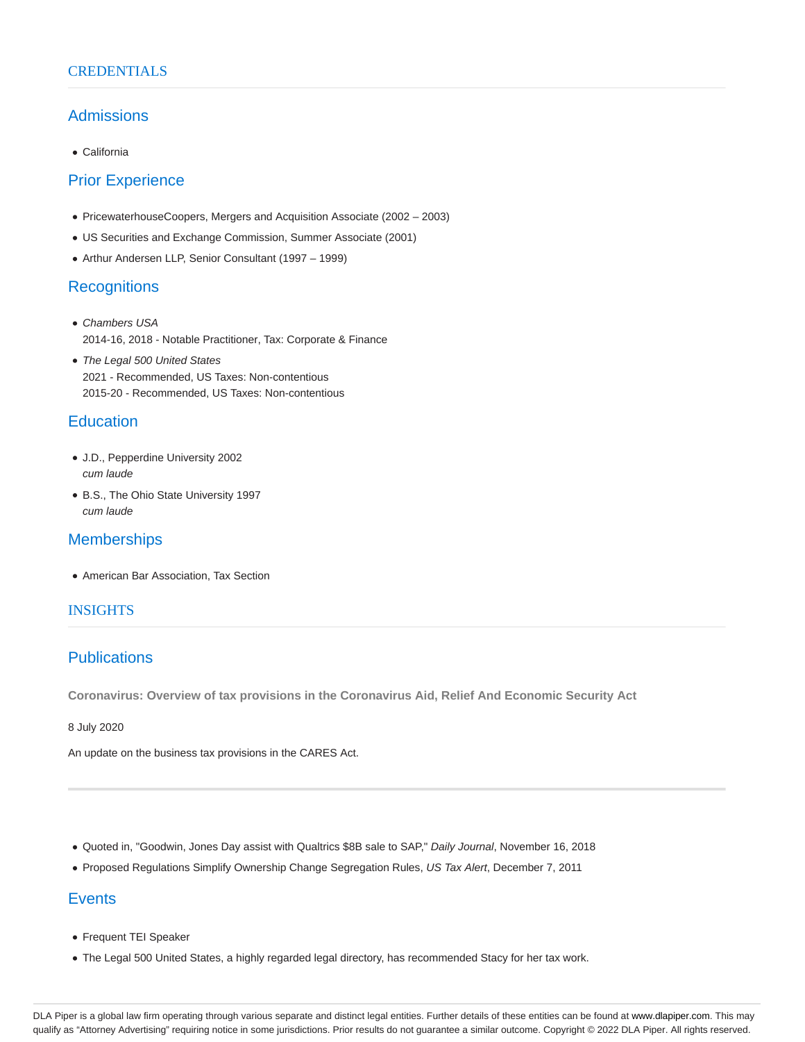## CREDENTIALS

### Admissions

- California

### Prior Experience

- PricewaterhouseCoopers, Mergers and Acquisition Associate (2002 – 2003)
- US Securities and Exchange Commission, Summer Associate (2001)
- Arthur Andersen LLP, Senior Consultant (1997 – 1999)

### Recognitions

- *Chambers USA*
  2014-16, 2018 - Notable Practitioner, Tax: Corporate & Finance
- *The Legal 500 United States*
  2021 - Recommended, US Taxes: Non-contentious
  2015-20 - Recommended, US Taxes: Non-contentious

### Education

- J.D., Pepperdine University 2002
  *cum laude*
- B.S., The Ohio State University 1997
  *cum laude*

### Memberships

- American Bar Association, Tax Section

## INSIGHTS

### Publications

**Coronavirus: Overview of tax provisions in the Coronavirus Aid, Relief And Economic Security Act**

8 July 2020

An update on the business tax provisions in the CARES Act.

---

- Quoted in, "Goodwin, Jones Day assist with Qualtrics $8B sale to SAP," *Daily Journal*, November 16, 2018
- Proposed Regulations Simplify Ownership Change Segregation Rules, *US Tax Alert*, December 7, 2011

### Events

- Frequent TEI Speaker
- The Legal 500 United States, a highly regarded legal directory, has recommended Stacy for her tax work.

DLA Piper is a global law firm operating through various separate and distinct legal entities. Further details of these entities can be found at www.dlapiper.com. This may qualify as "Attorney Advertising" requiring notice in some jurisdictions. Prior results do not guarantee a similar outcome. Copyright © 2022 DLA Piper. All rights reserved.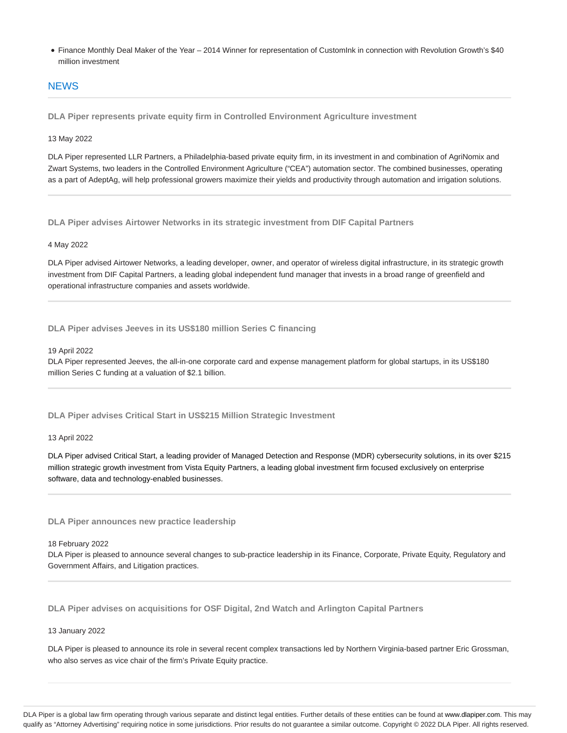- Finance Monthly Deal Maker of the Year – 2014 Winner for representation of CustomInk in connection with Revolution Growth's $40 million investment

## NEWS

### DLA Piper represents private equity firm in Controlled Environment Agriculture investment

13 May 2022

DLA Piper represented LLR Partners, a Philadelphia-based private equity firm, in its investment in and combination of AgriNomix and Zwart Systems, two leaders in the Controlled Environment Agriculture ("CEA") automation sector. The combined businesses, operating as a part of AdeptAg, will help professional growers maximize their yields and productivity through automation and irrigation solutions.

### DLA Piper advises Airtower Networks in its strategic investment from DIF Capital Partners

4 May 2022

DLA Piper advised Airtower Networks, a leading developer, owner, and operator of wireless digital infrastructure, in its strategic growth investment from DIF Capital Partners, a leading global independent fund manager that invests in a broad range of greenfield and operational infrastructure companies and assets worldwide.

### DLA Piper advises Jeeves in its US$180 million Series C financing

19 April 2022

DLA Piper represented Jeeves, the all-in-one corporate card and expense management platform for global startups, in its US$180 million Series C funding at a valuation of $2.1 billion.

### DLA Piper advises Critical Start in US$215 Million Strategic Investment

13 April 2022

DLA Piper advised Critical Start, a leading provider of Managed Detection and Response (MDR) cybersecurity solutions, in its over $215 million strategic growth investment from Vista Equity Partners, a leading global investment firm focused exclusively on enterprise software, data and technology-enabled businesses.

### DLA Piper announces new practice leadership

18 February 2022

DLA Piper is pleased to announce several changes to sub-practice leadership in its Finance, Corporate, Private Equity, Regulatory and Government Affairs, and Litigation practices.

### DLA Piper advises on acquisitions for OSF Digital, 2nd Watch and Arlington Capital Partners

13 January 2022

DLA Piper is pleased to announce its role in several recent complex transactions led by Northern Virginia-based partner Eric Grossman, who also serves as vice chair of the firm's Private Equity practice.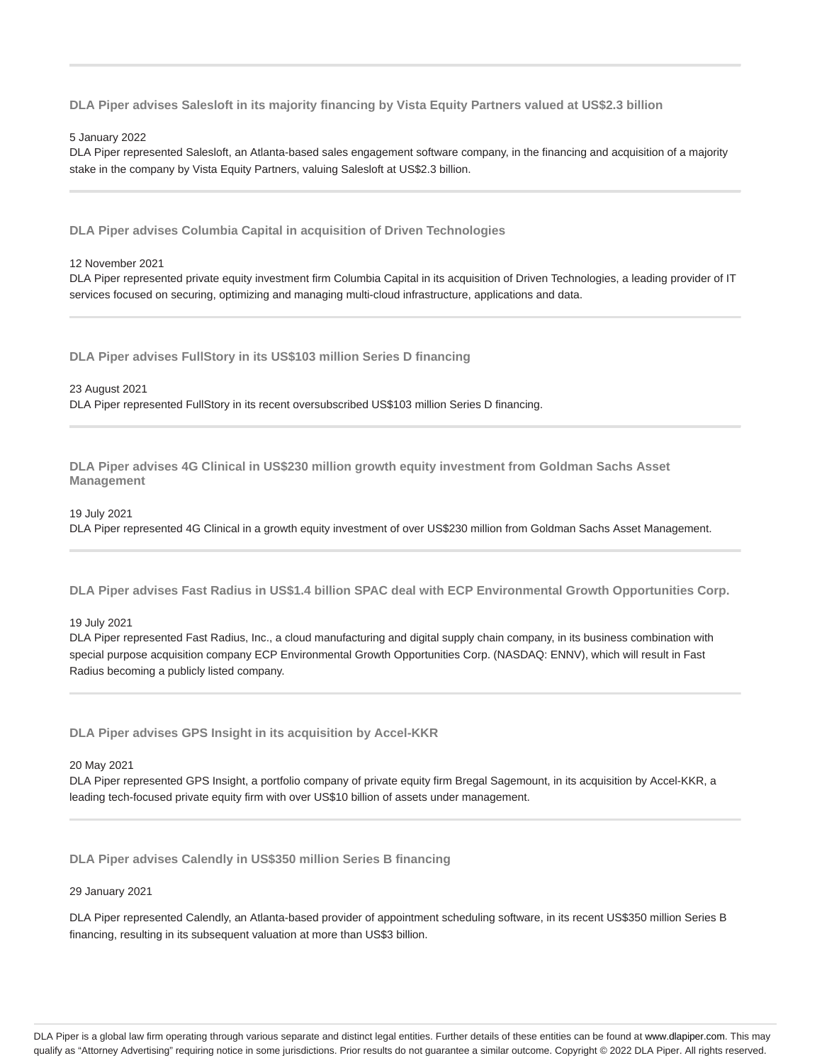### DLA Piper advises Salesloft in its majority financing by Vista Equity Partners valued at US$2.3 billion

5 January 2022

DLA Piper represented Salesloft, an Atlanta-based sales engagement software company, in the financing and acquisition of a majority stake in the company by Vista Equity Partners, valuing Salesloft at US$2.3 billion.

---

### DLA Piper advises Columbia Capital in acquisition of Driven Technologies

12 November 2021

DLA Piper represented private equity investment firm Columbia Capital in its acquisition of Driven Technologies, a leading provider of IT services focused on securing, optimizing and managing multi-cloud infrastructure, applications and data.

---

### DLA Piper advises FullStory in its US$103 million Series D financing

23 August 2021

DLA Piper represented FullStory in its recent oversubscribed US$103 million Series D financing.

---

### DLA Piper advises 4G Clinical in US$230 million growth equity investment from Goldman Sachs Asset Management

19 July 2021

DLA Piper represented 4G Clinical in a growth equity investment of over US$230 million from Goldman Sachs Asset Management.

---

### DLA Piper advises Fast Radius in US$1.4 billion SPAC deal with ECP Environmental Growth Opportunities Corp.

19 July 2021

DLA Piper represented Fast Radius, Inc., a cloud manufacturing and digital supply chain company, in its business combination with special purpose acquisition company ECP Environmental Growth Opportunities Corp. (NASDAQ: ENNV), which will result in Fast Radius becoming a publicly listed company.

---

### DLA Piper advises GPS Insight in its acquisition by Accel-KKR

20 May 2021

DLA Piper represented GPS Insight, a portfolio company of private equity firm Bregal Sagemount, in its acquisition by Accel-KKR, a leading tech-focused private equity firm with over US$10 billion of assets under management.

---

### DLA Piper advises Calendly in US$350 million Series B financing

29 January 2021

DLA Piper represented Calendly, an Atlanta-based provider of appointment scheduling software, in its recent US$350 million Series B financing, resulting in its subsequent valuation at more than US$3 billion.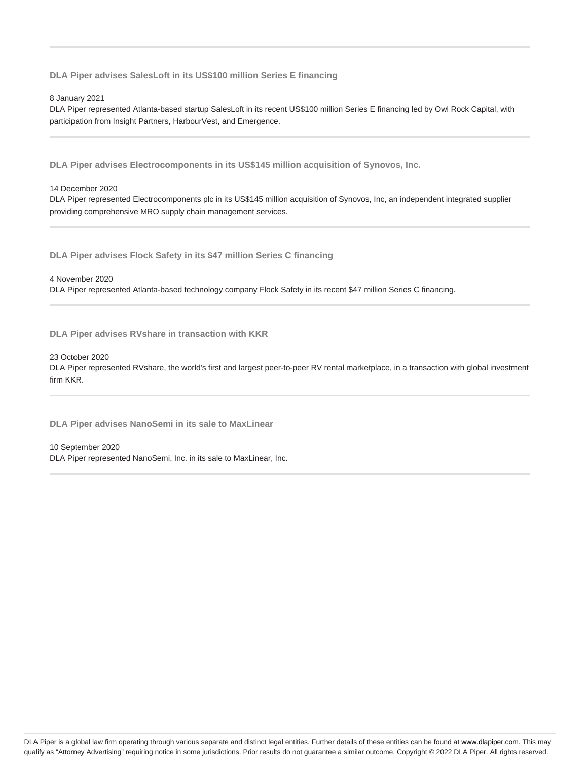### DLA Piper advises SalesLoft in its US$100 million Series E financing

8 January 2021

DLA Piper represented Atlanta-based startup SalesLoft in its recent US$100 million Series E financing led by Owl Rock Capital, with participation from Insight Partners, HarbourVest, and Emergence.

### DLA Piper advises Electrocomponents in its US$145 million acquisition of Synovos, Inc.

14 December 2020

DLA Piper represented Electrocomponents plc in its US$145 million acquisition of Synovos, Inc, an independent integrated supplier providing comprehensive MRO supply chain management services.

### DLA Piper advises Flock Safety in its $47 million Series C financing

4 November 2020

DLA Piper represented Atlanta-based technology company Flock Safety in its recent $47 million Series C financing.

### DLA Piper advises RVshare in transaction with KKR

23 October 2020

DLA Piper represented RVshare, the world's first and largest peer-to-peer RV rental marketplace, in a transaction with global investment firm KKR.

### DLA Piper advises NanoSemi in its sale to MaxLinear

10 September 2020

DLA Piper represented NanoSemi, Inc. in its sale to MaxLinear, Inc.

DLA Piper is a global law firm operating through various separate and distinct legal entities. Further details of these entities can be found at www.dlapiper.com. This may qualify as “Attorney Advertising” requiring notice in some jurisdictions. Prior results do not guarantee a similar outcome. Copyright © 2022 DLA Piper. All rights reserved.